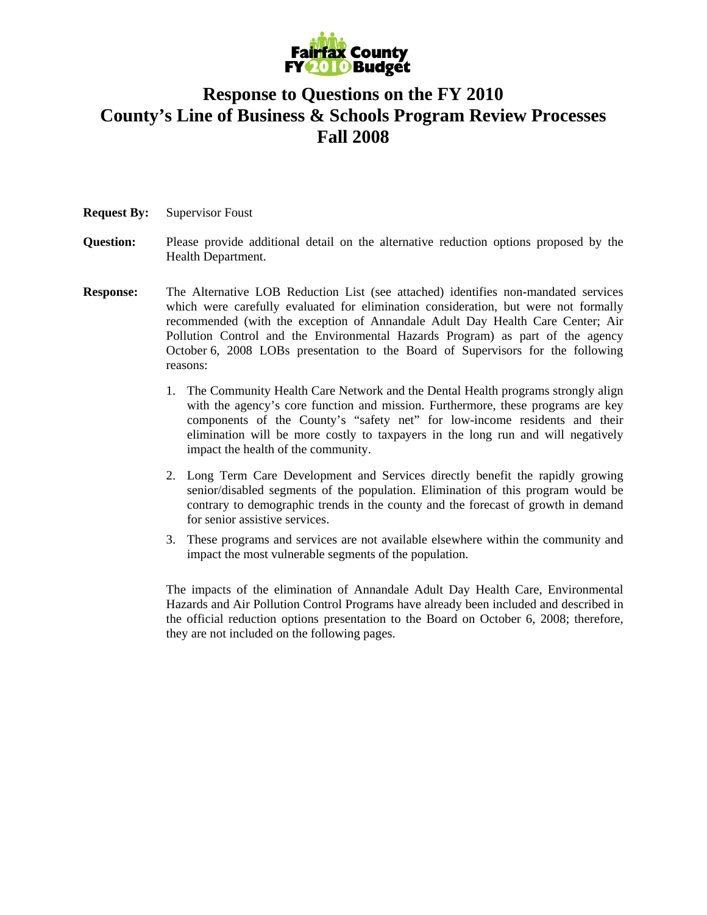Fairfax County FY 2010 Budget

# Response to Questions on the FY 2010 County's Line of Business & Schools Program Review Processes Fall 2008

**Request By:** Supervisor Foust

**Question:** Please provide additional detail on the alternative reduction options proposed by the Health Department.

**Response:** The Alternative LOB Reduction List (see attached) identifies non-mandated services which were carefully evaluated for elimination consideration, but were not formally recommended (with the exception of Annandale Adult Day Health Care Center; Air Pollution Control and the Environmental Hazards Program) as part of the agency October 6, 2008 LOBs presentation to the Board of Supervisors for the following reasons:

1. The Community Health Care Network and the Dental Health programs strongly align with the agency's core function and mission. Furthermore, these programs are key components of the County's "safety net" for low-income residents and their elimination will be more costly to taxpayers in the long run and will negatively impact the health of the community.
2. Long Term Care Development and Services directly benefit the rapidly growing senior/disabled segments of the population. Elimination of this program would be contrary to demographic trends in the county and the forecast of growth in demand for senior assistive services.
3. These programs and services are not available elsewhere within the community and impact the most vulnerable segments of the population.

The impacts of the elimination of Annandale Adult Day Health Care, Environmental Hazards and Air Pollution Control Programs have already been included and described in the official reduction options presentation to the Board on October 6, 2008; therefore, they are not included on the following pages.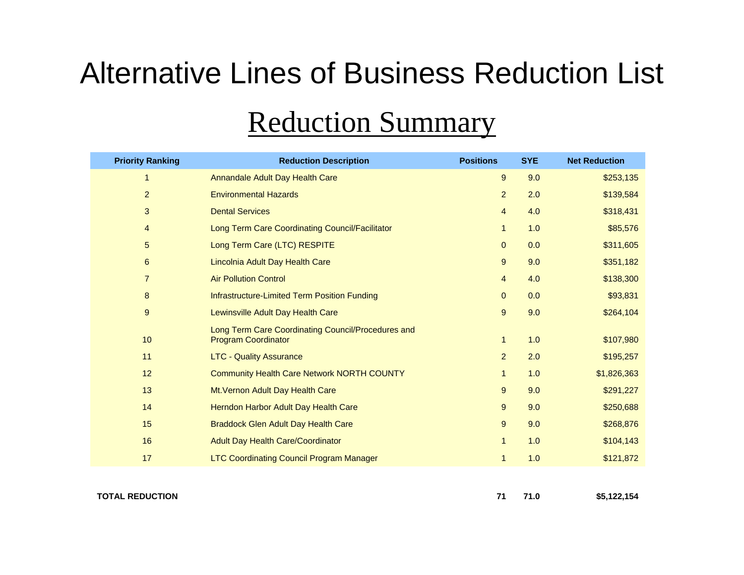# Alternative Lines of Business Reduction List

## Reduction Summary

| Priority Ranking | Reduction Description | Positions | SYE | Net Reduction |
|---|---|---|---|---|
| 1 | Annandale Adult Day Health Care | 9 | 9.0 | $253,135 |
| 2 | Environmental Hazards | 2 | 2.0 | $139,584 |
| 3 | Dental Services | 4 | 4.0 | $318,431 |
| 4 | Long Term Care Coordinating Council/Facilitator | 1 | 1.0 | $85,576 |
| 5 | Long Term Care (LTC) RESPITE | 0 | 0.0 | $311,605 |
| 6 | Lincolnia Adult Day Health Care | 9 | 9.0 | $351,182 |
| 7 | Air Pollution Control | 4 | 4.0 | $138,300 |
| 8 | Infrastructure-Limited Term Position Funding | 0 | 0.0 | $93,831 |
| 9 | Lewinsville Adult Day Health Care | 9 | 9.0 | $264,104 |
| 10 | Long Term Care Coordinating Council/Procedures and Program Coordinator | 1 | 1.0 | $107,980 |
| 11 | LTC - Quality Assurance | 2 | 2.0 | $195,257 |
| 12 | Community Health Care Network NORTH COUNTY | 1 | 1.0 | $1,826,363 |
| 13 | Mt.Vernon Adult Day Health Care | 9 | 9.0 | $291,227 |
| 14 | Herndon Harbor Adult Day Health Care | 9 | 9.0 | $250,688 |
| 15 | Braddock Glen Adult Day Health Care | 9 | 9.0 | $268,876 |
| 16 | Adult Day Health Care/Coordinator | 1 | 1.0 | $104,143 |
| 17 | LTC Coordinating Council Program Manager | 1 | 1.0 | $121,872 |
| **TOTAL REDUCTION** | | **71** | **71.0** | **$5,122,154** |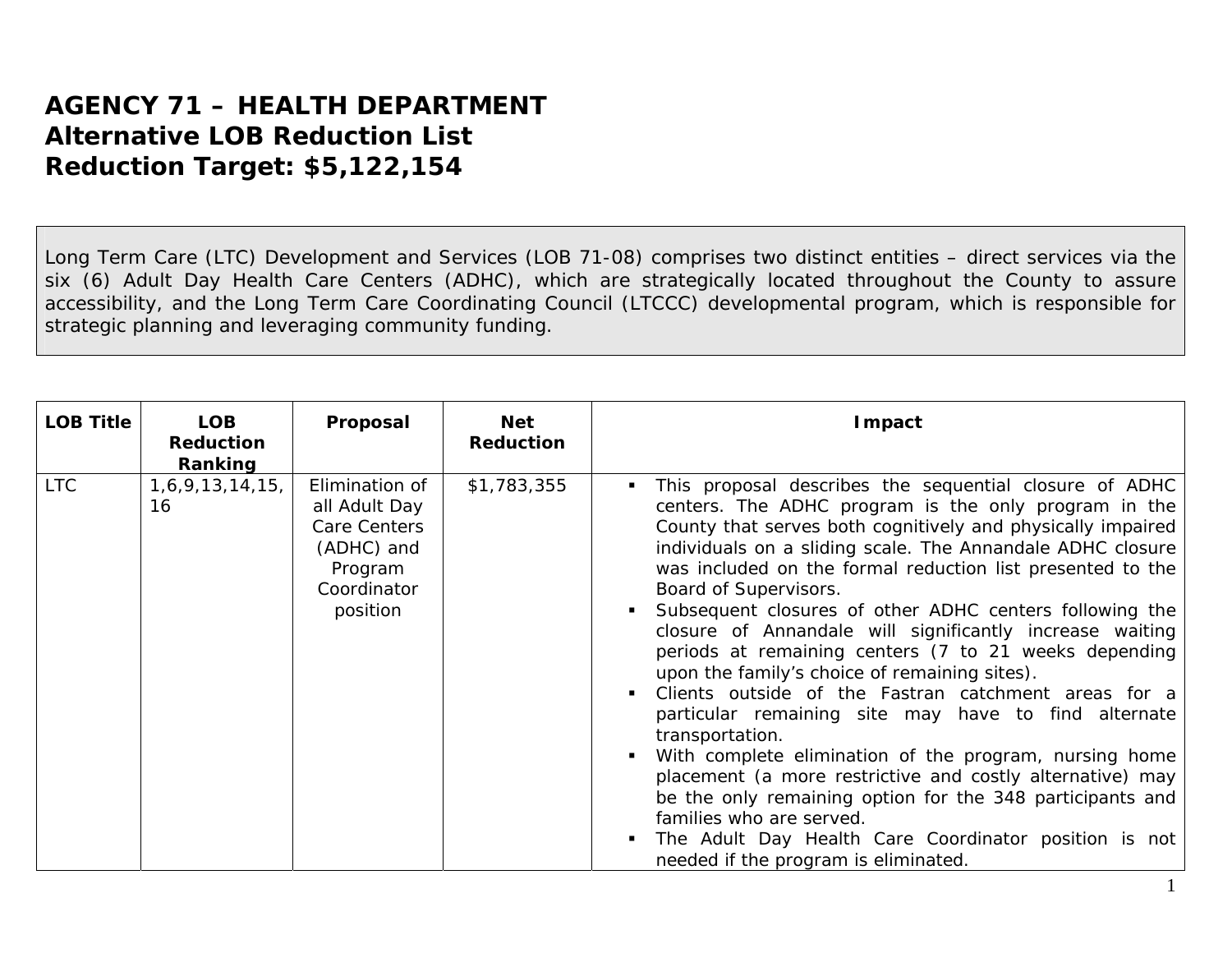# AGENCY 71 – HEALTH DEPARTMENT
## Alternative LOB Reduction List
## Reduction Target: $5,122,154

Long Term Care (LTC) Development and Services (LOB 71-08) comprises two distinct entities – direct services via the six (6) Adult Day Health Care Centers (ADHC), which are strategically located throughout the County to assure accessibility, and the Long Term Care Coordinating Council (LTCCC) developmental program, which is responsible for strategic planning and leveraging community funding.

| LOB Title | LOB Reduction Ranking | Proposal | Net Reduction | Impact |
|---|---|---|---|---|
| LTC | 1,6,9,13,14,15, 16 | Elimination of all Adult Day Care Centers (ADHC) and Program Coordinator position | $1,783,355 | ▪ This proposal describes the sequential closure of ADHC centers. The ADHC program is the only program in the County that serves both cognitively and physically impaired individuals on a sliding scale. The Annandale ADHC closure was included on the formal reduction list presented to the Board of Supervisors.<br>▪ Subsequent closures of other ADHC centers following the closure of Annandale will significantly increase waiting periods at remaining centers (7 to 21 weeks depending upon the family's choice of remaining sites).<br>▪ Clients outside of the Fastran catchment areas for a particular remaining site may have to find alternate transportation.<br>▪ With complete elimination of the program, nursing home placement (a more restrictive and costly alternative) may be the only remaining option for the 348 participants and families who are served.<br>▪ The Adult Day Health Care Coordinator position is not needed if the program is eliminated. |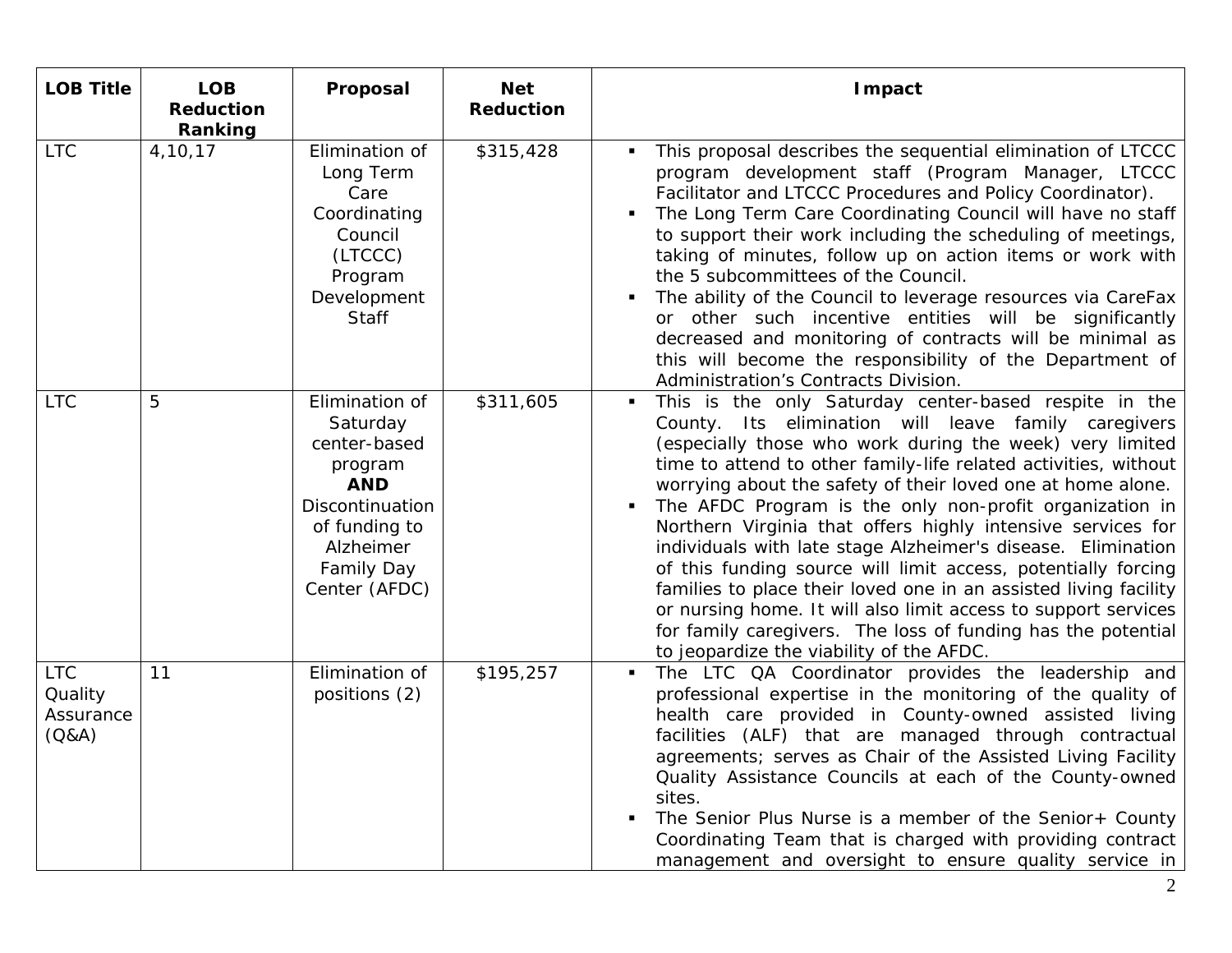| LOB Title | LOB Reduction Ranking | Proposal | Net Reduction | Impact |
|---|---|---|---|---|
| LTC | 4,10,17 | Elimination of Long Term Care Coordinating Council (LTCCC) Program Development Staff | $315,428 | ▪ This proposal describes the sequential elimination of LTCCC program development staff (Program Manager, LTCCC Facilitator and LTCCC Procedures and Policy Coordinator).<br>▪ The Long Term Care Coordinating Council will have no staff to support their work including the scheduling of meetings, taking of minutes, follow up on action items or work with the 5 subcommittees of the Council.<br>▪ The ability of the Council to leverage resources via CareFax or other such incentive entities will be significantly decreased and monitoring of contracts will be minimal as this will become the responsibility of the Department of Administration's Contracts Division. |
| LTC | 5 | Elimination of Saturday center-based program **AND** Discontinuation of funding to Alzheimer Family Day Center (AFDC) | $311,605 | ▪ This is the only Saturday center-based respite in the County. Its elimination will leave family caregivers (especially those who work during the week) very limited time to attend to other family-life related activities, without worrying about the safety of their loved one at home alone.<br>▪ The AFDC Program is the only non-profit organization in Northern Virginia that offers highly intensive services for individuals with late stage Alzheimer's disease. Elimination of this funding source will limit access, potentially forcing families to place their loved one in an assisted living facility or nursing home. It will also limit access to support services for family caregivers. The loss of funding has the potential to jeopardize the viability of the AFDC. |
| LTC Quality Assurance (Q&A) | 11 | Elimination of positions (2) | $195,257 | ▪ The LTC QA Coordinator provides the leadership and professional expertise in the monitoring of the quality of health care provided in County-owned assisted living facilities (ALF) that are managed through contractual agreements; serves as Chair of the Assisted Living Facility Quality Assistance Councils at each of the County-owned sites.<br>▪ The Senior Plus Nurse is a member of the Senior+ County Coordinating Team that is charged with providing contract management and oversight to ensure quality service in |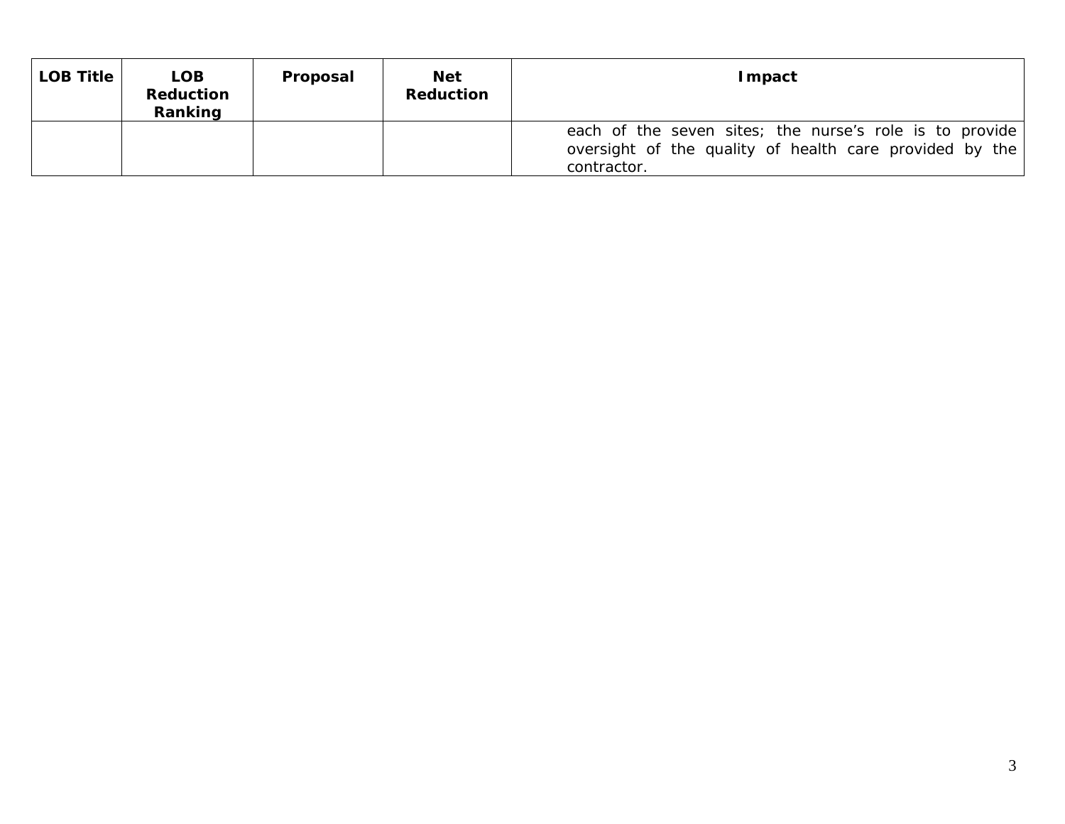| LOB Title | LOB Reduction Ranking | Proposal | Net Reduction | Impact |
|---|---|---|---|---|
| | | | | each of the seven sites; the nurse's role is to provide oversight of the quality of health care provided by the contractor. |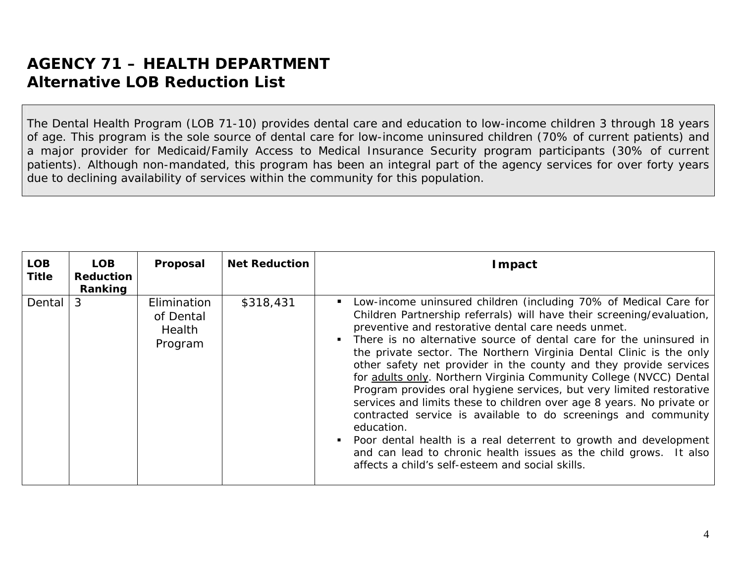# AGENCY 71 – HEALTH DEPARTMENT
# Alternative LOB Reduction List

The Dental Health Program (LOB 71-10) provides dental care and education to low-income children 3 through 18 years of age. This program is the sole source of dental care for low-income uninsured children (70% of current patients) and a major provider for Medicaid/Family Access to Medical Insurance Security program participants (30% of current patients). Although non-mandated, this program has been an integral part of the agency services for over forty years due to declining availability of services within the community for this population.

| LOB Title | LOB Reduction Ranking | Proposal | Net Reduction | Impact |
|---|---|---|---|---|
| Dental | 3 | Elimination of Dental Health Program | $318,431 | ▪ Low-income uninsured children (including 70% of Medical Care for Children Partnership referrals) will have their screening/evaluation, preventive and restorative dental care needs unmet.<br>▪ There is no alternative source of dental care for the uninsured in the private sector. The Northern Virginia Dental Clinic is the only other safety net provider in the county and they provide services for adults only. Northern Virginia Community College (NVCC) Dental Program provides oral hygiene services, but very limited restorative services and limits these to children over age 8 years. No private or contracted service is available to do screenings and community education.<br>▪ Poor dental health is a real deterrent to growth and development and can lead to chronic health issues as the child grows. It also affects a child's self-esteem and social skills. |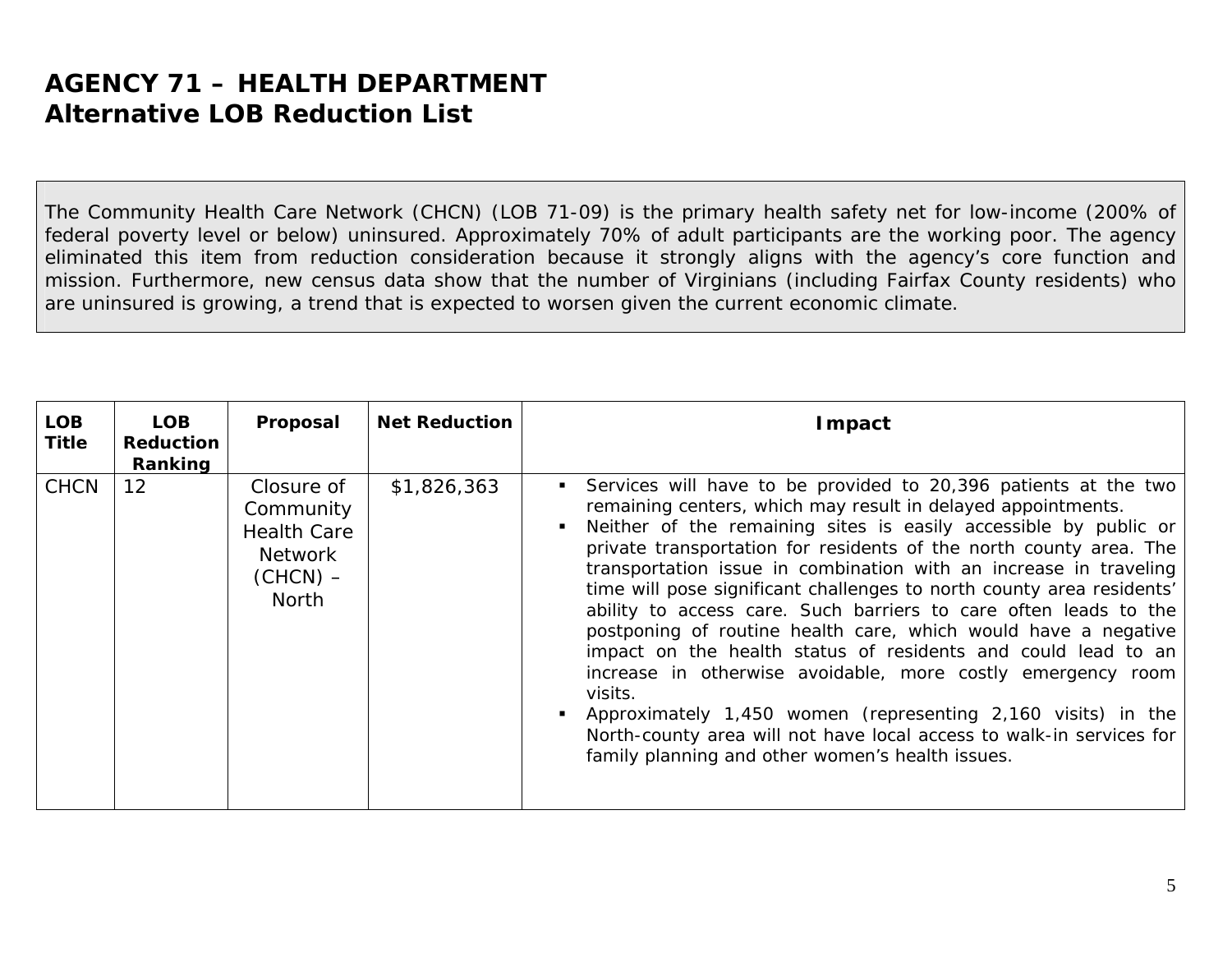# AGENCY 71 – HEALTH DEPARTMENT
# Alternative LOB Reduction List

The Community Health Care Network (CHCN) (LOB 71-09) is the primary health safety net for low-income (200% of federal poverty level or below) uninsured. Approximately 70% of adult participants are the working poor. The agency eliminated this item from reduction consideration because it strongly aligns with the agency's core function and mission. Furthermore, new census data show that the number of Virginians (including Fairfax County residents) who are uninsured is growing, a trend that is expected to worsen given the current economic climate.

| LOB Title | LOB Reduction Ranking | Proposal | Net Reduction | Impact |
|---|---|---|---|---|
| CHCN | 12 | Closure of Community Health Care Network (CHCN) – North | $1,826,363 | ▪ Services will have to be provided to 20,396 patients at the two remaining centers, which may result in delayed appointments.<br>▪ Neither of the remaining sites is easily accessible by public or private transportation for residents of the north county area. The transportation issue in combination with an increase in traveling time will pose significant challenges to north county area residents' ability to access care. Such barriers to care often leads to the postponing of routine health care, which would have a negative impact on the health status of residents and could lead to an increase in otherwise avoidable, more costly emergency room visits.<br>▪ Approximately 1,450 women (representing 2,160 visits) in the North-county area will not have local access to walk-in services for family planning and other women's health issues. |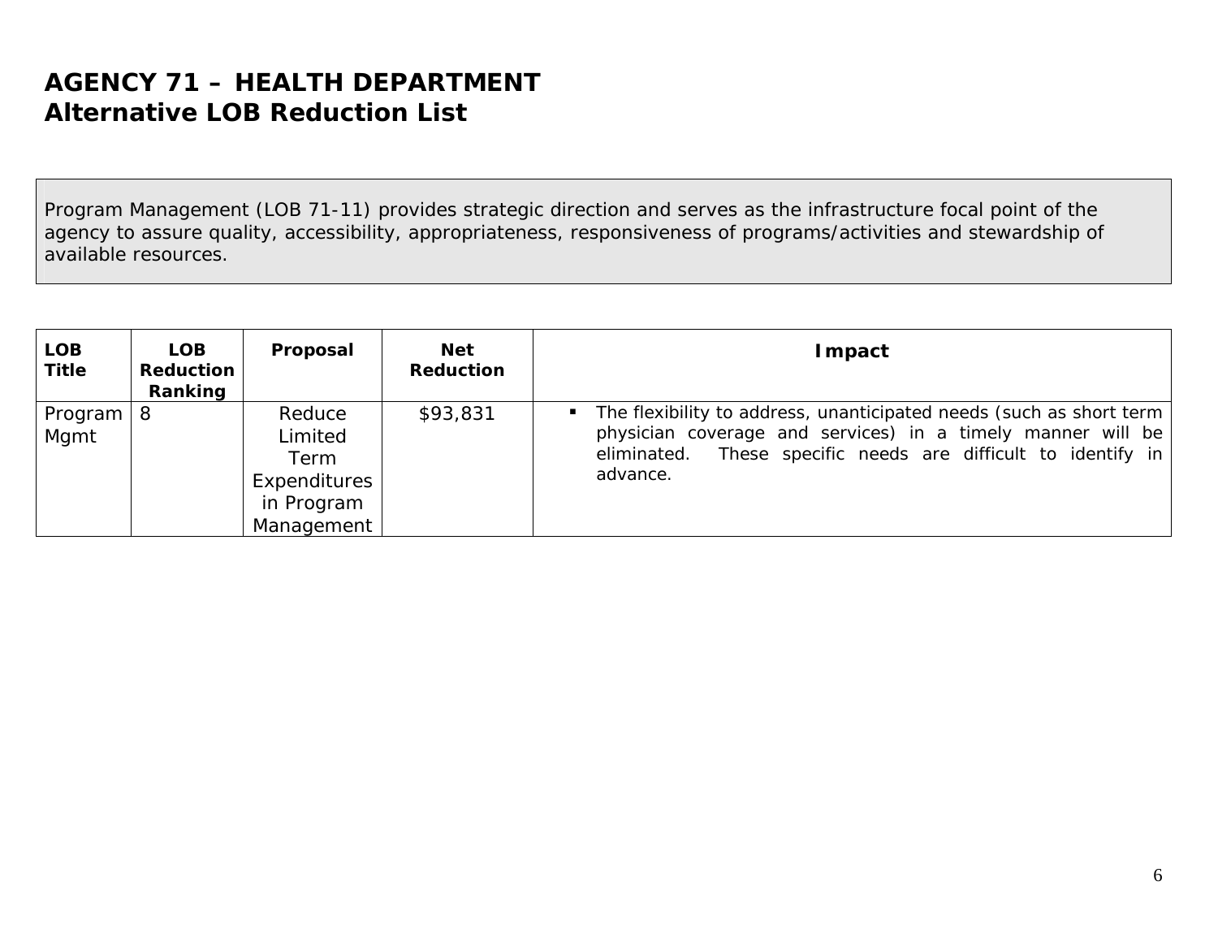# AGENCY 71 – HEALTH DEPARTMENT
## Alternative LOB Reduction List

Program Management (LOB 71-11) provides strategic direction and serves as the infrastructure focal point of the agency to assure quality, accessibility, appropriateness, responsiveness of programs/activities and stewardship of available resources.

| LOB Title | LOB Reduction Ranking | Proposal | Net Reduction | Impact |
|---|---|---|---|---|
| Program Mgmt | 8 | Reduce Limited Term Expenditures in Program Management | $93,831 | ▪ The flexibility to address, unanticipated needs (such as short term physician coverage and services) in a timely manner will be eliminated. These specific needs are difficult to identify in advance. |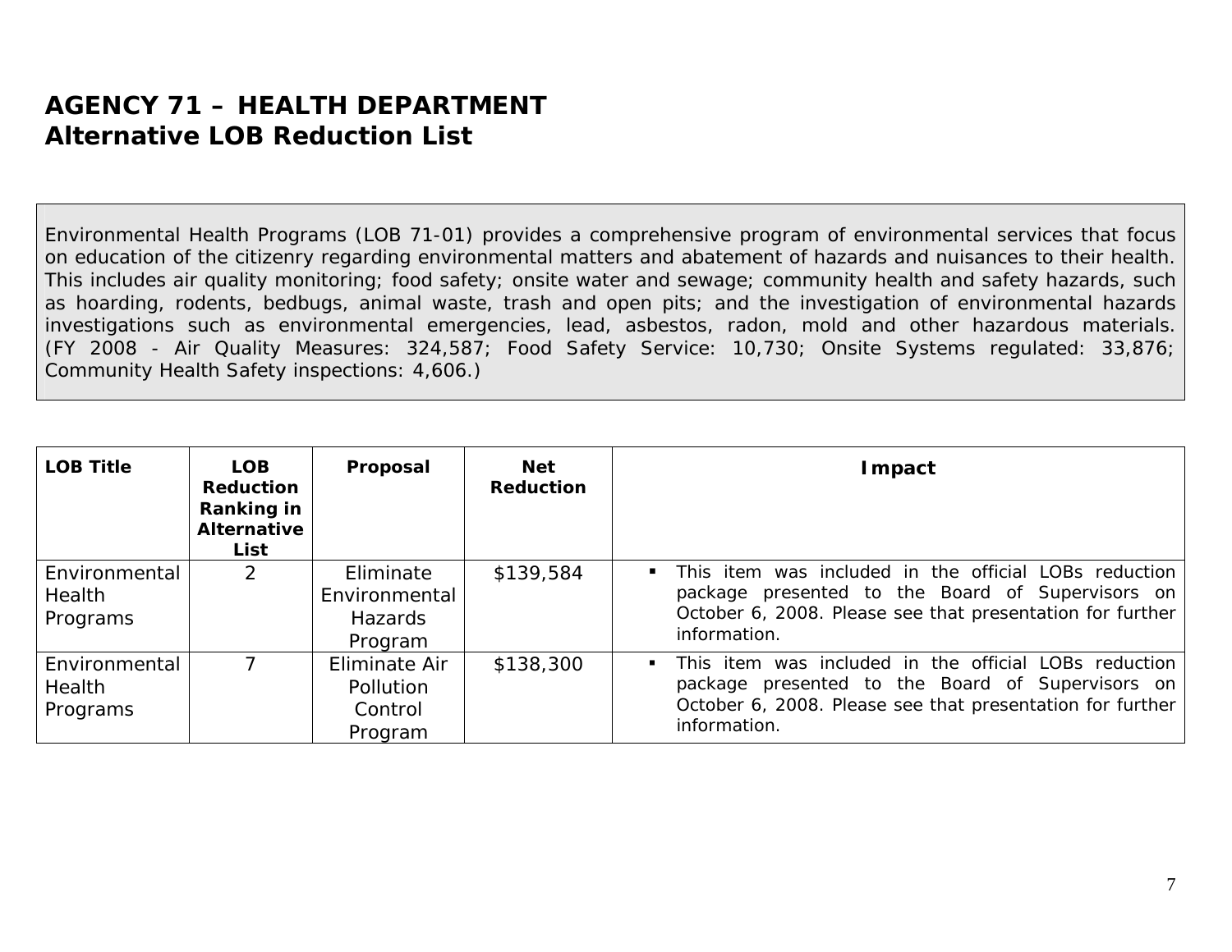# AGENCY 71 – HEALTH DEPARTMENT
## Alternative LOB Reduction List

Environmental Health Programs (LOB 71-01) provides a comprehensive program of environmental services that focus on education of the citizenry regarding environmental matters and abatement of hazards and nuisances to their health. This includes air quality monitoring; food safety; onsite water and sewage; community health and safety hazards, such as hoarding, rodents, bedbugs, animal waste, trash and open pits; and the investigation of environmental hazards investigations such as environmental emergencies, lead, asbestos, radon, mold and other hazardous materials. (FY 2008 - Air Quality Measures: 324,587; Food Safety Service: 10,730; Onsite Systems regulated: 33,876; Community Health Safety inspections: 4,606.)

| LOB Title | LOB Reduction Ranking in Alternative List | Proposal | Net Reduction | Impact |
|---|---|---|---|---|
| Environmental Health Programs | 2 | Eliminate Environmental Hazards Program | $139,584 | ▪ This item was included in the official LOBs reduction package presented to the Board of Supervisors on October 6, 2008. Please see that presentation for further information. |
| Environmental Health Programs | 7 | Eliminate Air Pollution Control Program | $138,300 | ▪ This item was included in the official LOBs reduction package presented to the Board of Supervisors on October 6, 2008. Please see that presentation for further information. |